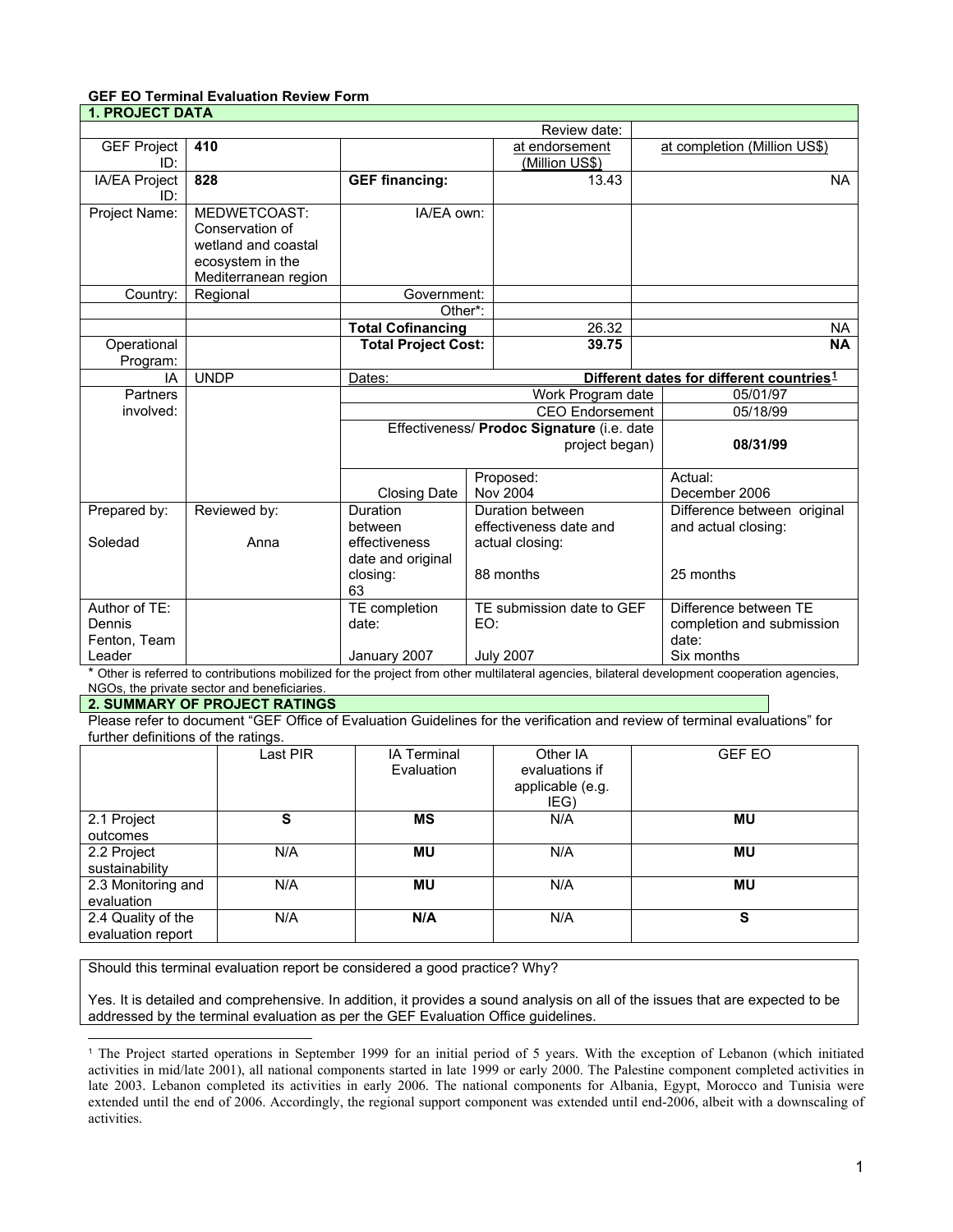**GEF EO Terminal Evaluation Review Form**

| **1. PROJECT DATA** | | | | | |
|---|---|---|---|---|---|
| | | | Review date: | | |
| GEF Project ID: | **410** | | at endorsement (Million US$) | at completion (Million US$) | |
| IA/EA Project ID: | **828** | **GEF financing:** | 13.43 | NA | |
| Project Name: | MEDWETCOAST: Conservation of wetland and coastal ecosystem in the Mediterranean region | IA/EA own: | | | |
| Country: | Regional | Government: | | | |
| | | Other*: | | | |
| | | **Total Cofinancing** | 26.32 | NA | |
| Operational Program: | | **Total Project Cost:** | **39.75** | **NA** | |
| IA | UNDP | Dates: | | **Different dates for different countries**[1] | |
| Partners involved: | | Work Program date | | | 05/01/97 |
| | | CEO Endorsement | | | 05/18/99 |
| | | Effectiveness/ **Prodoc Signature** (i.e. date project began) | | | **08/31/99** |
| | | Closing Date | Proposed: Nov 2004 | | Actual: December 2006 |
| Prepared by: Soledad | Reviewed by: Anna | Duration between effectiveness date and original closing: 63 | Duration between effectiveness date and actual closing: 88 months | | Difference between original and actual closing: 25 months |
| Author of TE: Dennis Fenton, Team Leader | | TE completion date: January 2007 | TE submission date to GEF EO: July 2007 | | Difference between TE completion and submission date: Six months |

* Other is referred to contributions mobilized for the project from other multilateral agencies, bilateral development cooperation agencies, NGOs, the private sector and beneficiaries.

**2. SUMMARY OF PROJECT RATINGS**

Please refer to document "GEF Office of Evaluation Guidelines for the verification and review of terminal evaluations" for further definitions of the ratings.

| | Last PIR | IA Terminal Evaluation | Other IA evaluations if applicable (e.g. IEG) | GEF EO |
|---|---|---|---|---|
| 2.1 Project outcomes | **S** | **MS** | N/A | **MU** |
| 2.2 Project sustainability | N/A | **MU** | N/A | **MU** |
| 2.3 Monitoring and evaluation | N/A | **MU** | N/A | **MU** |
| 2.4 Quality of the evaluation report | N/A | **N/A** | N/A | **S** |

Should this terminal evaluation report be considered a good practice? Why?

Yes. It is detailed and comprehensive. In addition, it provides a sound analysis on all of the issues that are expected to be addressed by the terminal evaluation as per the GEF Evaluation Office guidelines.

[1] The Project started operations in September 1999 for an initial period of 5 years. With the exception of Lebanon (which initiated activities in mid/late 2001), all national components started in late 1999 or early 2000. The Palestine component completed activities in late 2003. Lebanon completed its activities in early 2006. The national components for Albania, Egypt, Morocco and Tunisia were extended until the end of 2006. Accordingly, the regional support component was extended until end-2006, albeit with a downscaling of activities.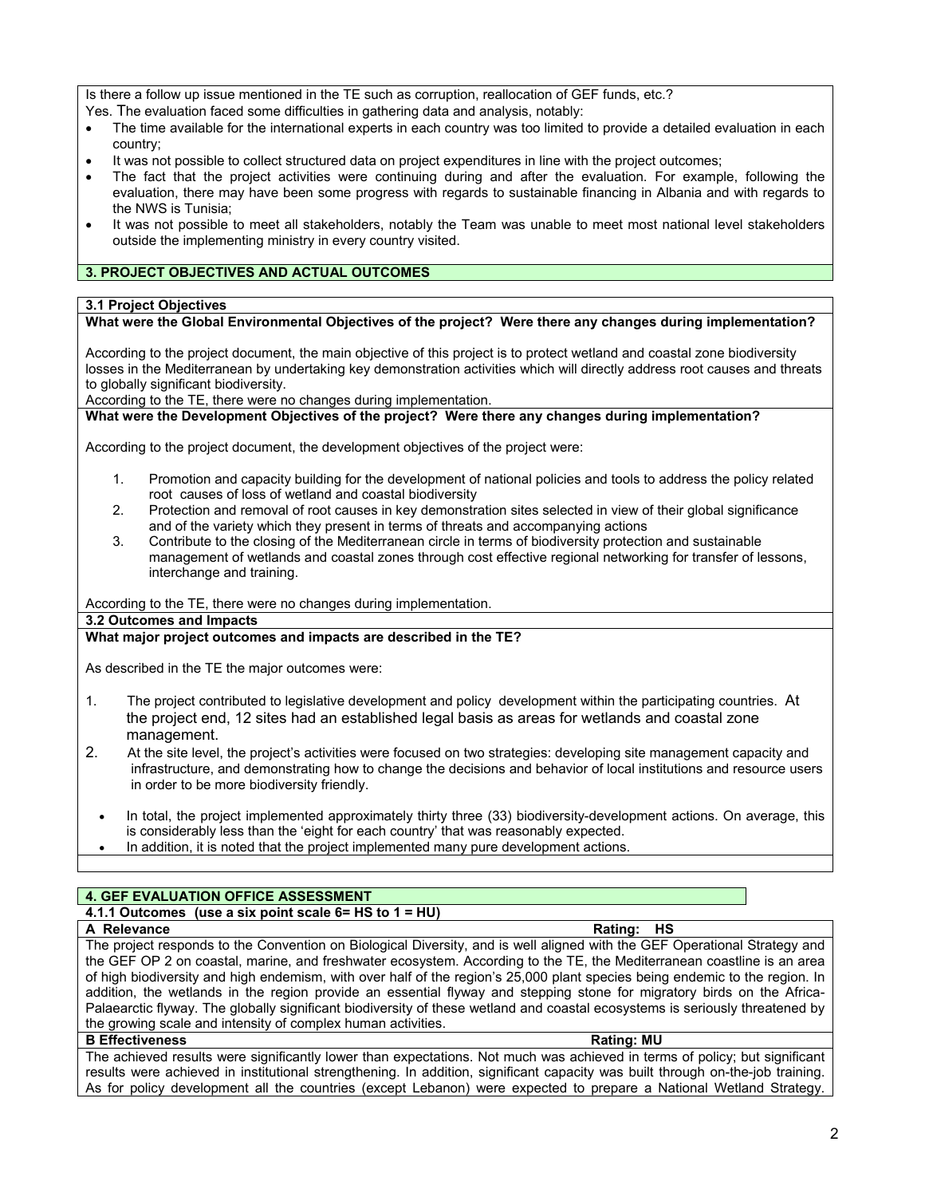Is there a follow up issue mentioned in the TE such as corruption, reallocation of GEF funds, etc.?

Yes. The evaluation faced some difficulties in gathering data and analysis, notably:

- The time available for the international experts in each country was too limited to provide a detailed evaluation in each country;
- It was not possible to collect structured data on project expenditures in line with the project outcomes;
- The fact that the project activities were continuing during and after the evaluation. For example, following the evaluation, there may have been some progress with regards to sustainable financing in Albania and with regards to the NWS is Tunisia;
- It was not possible to meet all stakeholders, notably the Team was unable to meet most national level stakeholders outside the implementing ministry in every country visited.

## 3. PROJECT OBJECTIVES AND ACTUAL OUTCOMES

### 3.1 Project Objectives

**What were the Global Environmental Objectives of the project? Were there any changes during implementation?**

According to the project document, the main objective of this project is to protect wetland and coastal zone biodiversity losses in the Mediterranean by undertaking key demonstration activities which will directly address root causes and threats to globally significant biodiversity.

According to the TE, there were no changes during implementation.

**What were the Development Objectives of the project? Were there any changes during implementation?**

According to the project document, the development objectives of the project were:

1. Promotion and capacity building for the development of national policies and tools to address the policy related root causes of loss of wetland and coastal biodiversity
2. Protection and removal of root causes in key demonstration sites selected in view of their global significance and of the variety which they present in terms of threats and accompanying actions
3. Contribute to the closing of the Mediterranean circle in terms of biodiversity protection and sustainable management of wetlands and coastal zones through cost effective regional networking for transfer of lessons, interchange and training.

According to the TE, there were no changes during implementation.

### 3.2 Outcomes and Impacts

**What major project outcomes and impacts are described in the TE?**

As described in the TE the major outcomes were:

1. The project contributed to legislative development and policy development within the participating countries. At the project end, 12 sites had an established legal basis as areas for wetlands and coastal zone management.
2. At the site level, the project's activities were focused on two strategies: developing site management capacity and infrastructure, and demonstrating how to change the decisions and behavior of local institutions and resource users in order to be more biodiversity friendly.
   - In total, the project implemented approximately thirty three (33) biodiversity-development actions. On average, this is considerably less than the 'eight for each country' that was reasonably expected.
   - In addition, it is noted that the project implemented many pure development actions.

## 4. GEF EVALUATION OFFICE ASSESSMENT

### 4.1.1 Outcomes (use a six point scale 6= HS to 1 = HU)

**A Relevance** — **Rating: HS**

The project responds to the Convention on Biological Diversity, and is well aligned with the GEF Operational Strategy and the GEF OP 2 on coastal, marine, and freshwater ecosystem. According to the TE, the Mediterranean coastline is an area of high biodiversity and high endemism, with over half of the region's 25,000 plant species being endemic to the region. In addition, the wetlands in the region provide an essential flyway and stepping stone for migratory birds on the Africa-Palaearctic flyway. The globally significant biodiversity of these wetland and coastal ecosystems is seriously threatened by the growing scale and intensity of complex human activities.

**B Effectiveness** — **Rating: MU**

The achieved results were significantly lower than expectations. Not much was achieved in terms of policy; but significant results were achieved in institutional strengthening. In addition, significant capacity was built through on-the-job training. As for policy development all the countries (except Lebanon) were expected to prepare a National Wetland Strategy.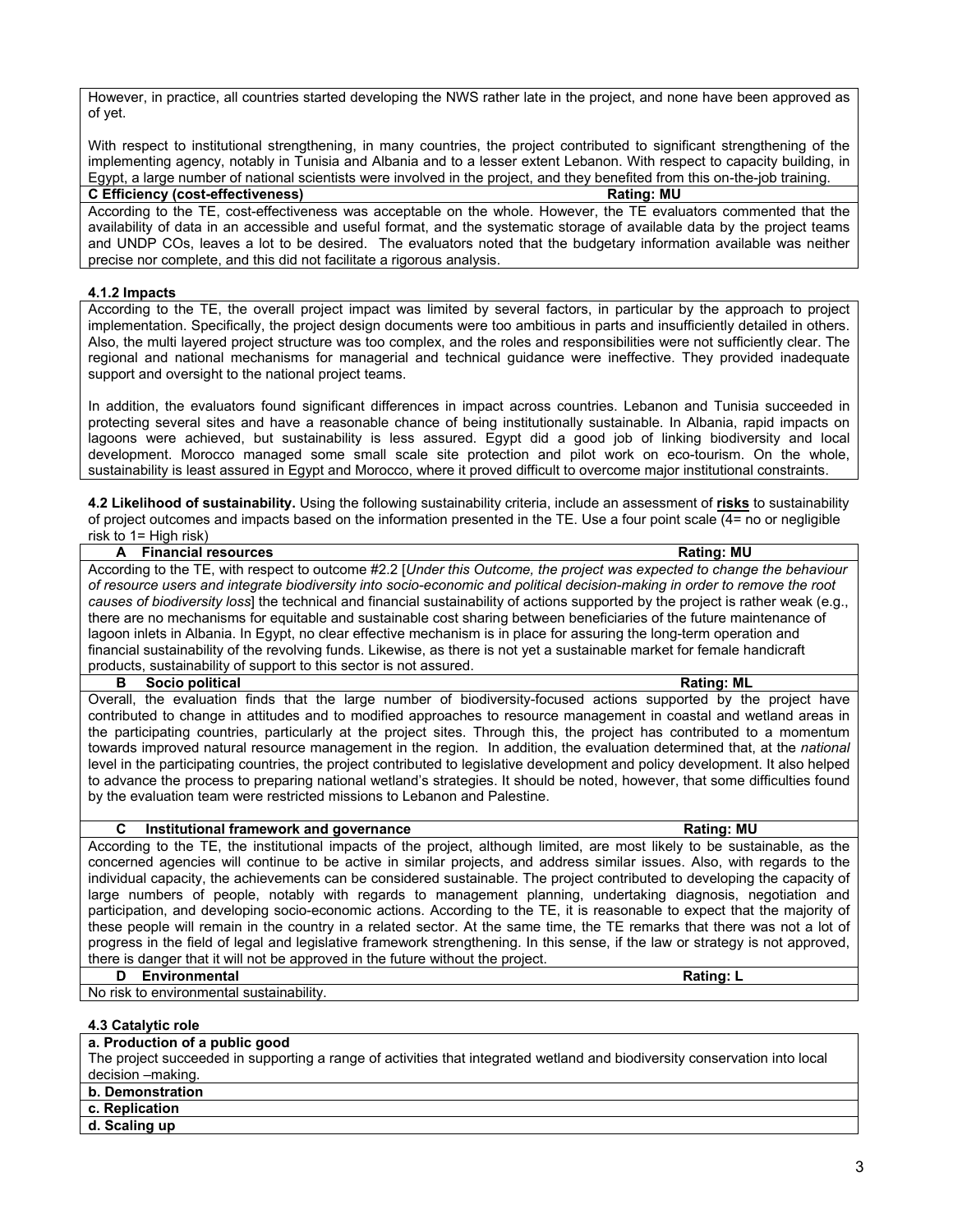However, in practice, all countries started developing the NWS rather late in the project, and none have been approved as of yet.

With respect to institutional strengthening, in many countries, the project contributed to significant strengthening of the implementing agency, notably in Tunisia and Albania and to a lesser extent Lebanon. With respect to capacity building, in Egypt, a large number of national scientists were involved in the project, and they benefited from this on-the-job training.

| **C Efficiency (cost-effectiveness)** | **Rating: MU** |
|---|---|
| According to the TE, cost-effectiveness was acceptable on the whole. However, the TE evaluators commented that the availability of data in an accessible and useful format, and the systematic storage of available data by the project teams and UNDP COs, leaves a lot to be desired. The evaluators noted that the budgetary information available was neither precise nor complete, and this did not facilitate a rigorous analysis. | |

**4.1.2 Impacts**

According to the TE, the overall project impact was limited by several factors, in particular by the approach to project implementation. Specifically, the project design documents were too ambitious in parts and insufficiently detailed in others. Also, the multi layered project structure was too complex, and the roles and responsibilities were not sufficiently clear. The regional and national mechanisms for managerial and technical guidance were ineffective. They provided inadequate support and oversight to the national project teams.

In addition, the evaluators found significant differences in impact across countries. Lebanon and Tunisia succeeded in protecting several sites and have a reasonable chance of being institutionally sustainable. In Albania, rapid impacts on lagoons were achieved, but sustainability is less assured. Egypt did a good job of linking biodiversity and local development. Morocco managed some small scale site protection and pilot work on eco-tourism. On the whole, sustainability is least assured in Egypt and Morocco, where it proved difficult to overcome major institutional constraints.

**4.2 Likelihood of sustainability.** Using the following sustainability criteria, include an assessment of **risks** to sustainability of project outcomes and impacts based on the information presented in the TE. Use a four point scale (4= no or negligible risk to 1= High risk)

| **A Financial resources** | **Rating: MU** |
|---|---|
| According to the TE, with respect to outcome #2.2 [*Under this Outcome, the project was expected to change the behaviour of resource users and integrate biodiversity into socio-economic and political decision-making in order to remove the root causes of biodiversity loss*] the technical and financial sustainability of actions supported by the project is rather weak (e.g., there are no mechanisms for equitable and sustainable cost sharing between beneficiaries of the future maintenance of lagoon inlets in Albania. In Egypt, no clear effective mechanism is in place for assuring the long-term operation and financial sustainability of the revolving funds. Likewise, as there is not yet a sustainable market for female handicraft products, sustainability of support to this sector is not assured. | |
| **B Socio political** | **Rating: ML** |
| Overall, the evaluation finds that the large number of biodiversity-focused actions supported by the project have contributed to change in attitudes and to modified approaches to resource management in coastal and wetland areas in the participating countries, particularly at the project sites. Through this, the project has contributed to a momentum towards improved natural resource management in the region. In addition, the evaluation determined that, at the *national* level in the participating countries, the project contributed to legislative development and policy development. It also helped to advance the process to preparing national wetland's strategies. It should be noted, however, that some difficulties found by the evaluation team were restricted missions to Lebanon and Palestine. | |
| **C Institutional framework and governance** | **Rating: MU** |
| According to the TE, the institutional impacts of the project, although limited, are most likely to be sustainable, as the concerned agencies will continue to be active in similar projects, and address similar issues. Also, with regards to the individual capacity, the achievements can be considered sustainable. The project contributed to developing the capacity of large numbers of people, notably with regards to management planning, undertaking diagnosis, negotiation and participation, and developing socio-economic actions. According to the TE, it is reasonable to expect that the majority of these people will remain in the country in a related sector. At the same time, the TE remarks that there was not a lot of progress in the field of legal and legislative framework strengthening. In this sense, if the law or strategy is not approved, there is danger that it will not be approved in the future without the project. | |
| **D Environmental** | **Rating: L** |
| No risk to environmental sustainability. | |

**4.3 Catalytic role**

**a. Production of a public good**

The project succeeded in supporting a range of activities that integrated wetland and biodiversity conservation into local decision –making.

**b. Demonstration**

**c. Replication**

**d. Scaling up**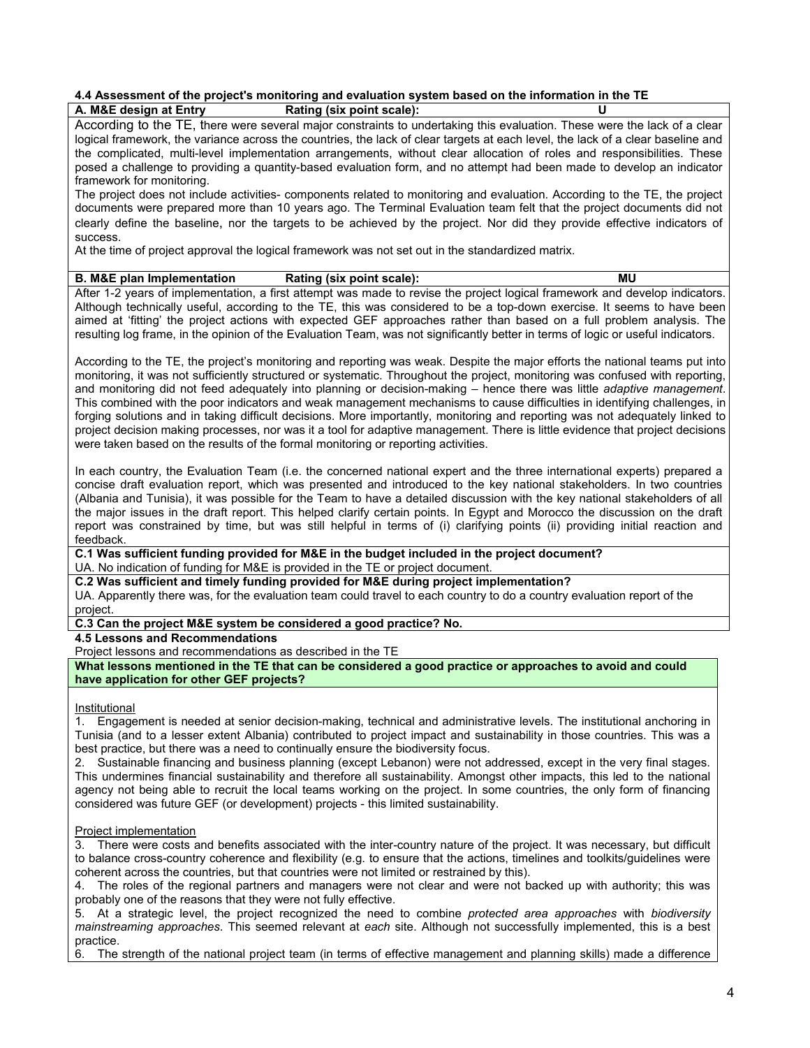### 4.4 Assessment of the project's monitoring and evaluation system based on the information in the TE

**A. M&E design at Entry — Rating (six point scale): U**

According to the TE, there were several major constraints to undertaking this evaluation. These were the lack of a clear logical framework, the variance across the countries, the lack of clear targets at each level, the lack of a clear baseline and the complicated, multi-level implementation arrangements, without clear allocation of roles and responsibilities. These posed a challenge to providing a quantity-based evaluation form, and no attempt had been made to develop an indicator framework for monitoring.

The project does not include activities- components related to monitoring and evaluation. According to the TE, the project documents were prepared more than 10 years ago. The Terminal Evaluation team felt that the project documents did not clearly define the baseline, nor the targets to be achieved by the project. Nor did they provide effective indicators of success.

At the time of project approval the logical framework was not set out in the standardized matrix.

**B. M&E plan Implementation — Rating (six point scale): MU**

After 1-2 years of implementation, a first attempt was made to revise the project logical framework and develop indicators. Although technically useful, according to the TE, this was considered to be a top-down exercise. It seems to have been aimed at 'fitting' the project actions with expected GEF approaches rather than based on a full problem analysis. The resulting log frame, in the opinion of the Evaluation Team, was not significantly better in terms of logic or useful indicators.

According to the TE, the project's monitoring and reporting was weak. Despite the major efforts the national teams put into monitoring, it was not sufficiently structured or systematic. Throughout the project, monitoring was confused with reporting, and monitoring did not feed adequately into planning or decision-making – hence there was little *adaptive management*. This combined with the poor indicators and weak management mechanisms to cause difficulties in identifying challenges, in forging solutions and in taking difficult decisions. More importantly, monitoring and reporting was not adequately linked to project decision making processes, nor was it a tool for adaptive management. There is little evidence that project decisions were taken based on the results of the formal monitoring or reporting activities.

In each country, the Evaluation Team (i.e. the concerned national expert and the three international experts) prepared a concise draft evaluation report, which was presented and introduced to the key national stakeholders. In two countries (Albania and Tunisia), it was possible for the Team to have a detailed discussion with the key national stakeholders of all the major issues in the draft report. This helped clarify certain points. In Egypt and Morocco the discussion on the draft report was constrained by time, but was still helpful in terms of (i) clarifying points (ii) providing initial reaction and feedback.

**C.1 Was sufficient funding provided for M&E in the budget included in the project document?**

UA. No indication of funding for M&E is provided in the TE or project document.

**C.2 Was sufficient and timely funding provided for M&E during project implementation?**

UA. Apparently there was, for the evaluation team could travel to each country to do a country evaluation report of the project.

**C.3 Can the project M&E system be considered a good practice? No.**

### 4.5 Lessons and Recommendations

Project lessons and recommendations as described in the TE

**What lessons mentioned in the TE that can be considered a good practice or approaches to avoid and could have application for other GEF projects?**

Institutional

1. Engagement is needed at senior decision-making, technical and administrative levels. The institutional anchoring in Tunisia (and to a lesser extent Albania) contributed to project impact and sustainability in those countries. This was a best practice, but there was a need to continually ensure the biodiversity focus.
2. Sustainable financing and business planning (except Lebanon) were not addressed, except in the very final stages. This undermines financial sustainability and therefore all sustainability. Amongst other impacts, this led to the national agency not being able to recruit the local teams working on the project. In some countries, the only form of financing considered was future GEF (or development) projects - this limited sustainability.

Project implementation

3. There were costs and benefits associated with the inter-country nature of the project. It was necessary, but difficult to balance cross-country coherence and flexibility (e.g. to ensure that the actions, timelines and toolkits/guidelines were coherent across the countries, but that countries were not limited or restrained by this).
4. The roles of the regional partners and managers were not clear and were not backed up with authority; this was probably one of the reasons that they were not fully effective.
5. At a strategic level, the project recognized the need to combine *protected area approaches* with *biodiversity mainstreaming approaches*. This seemed relevant at *each* site. Although not successfully implemented, this is a best practice.
6. The strength of the national project team (in terms of effective management and planning skills) made a difference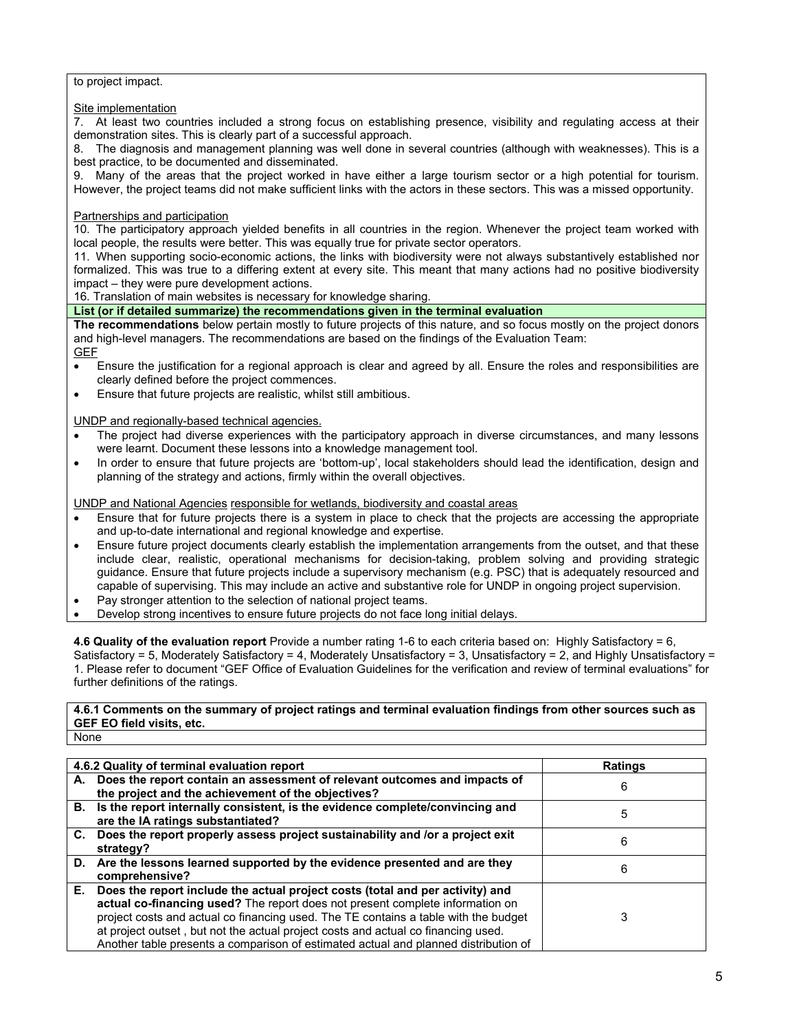to project impact.

Site implementation

7. At least two countries included a strong focus on establishing presence, visibility and regulating access at their demonstration sites. This is clearly part of a successful approach.
8. The diagnosis and management planning was well done in several countries (although with weaknesses). This is a best practice, to be documented and disseminated.
9. Many of the areas that the project worked in have either a large tourism sector or a high potential for tourism. However, the project teams did not make sufficient links with the actors in these sectors. This was a missed opportunity.

Partnerships and participation

10. The participatory approach yielded benefits in all countries in the region. Whenever the project team worked with local people, the results were better. This was equally true for private sector operators.
11. When supporting socio-economic actions, the links with biodiversity were not always substantively established nor formalized. This was true to a differing extent at every site. This meant that many actions had no positive biodiversity impact – they were pure development actions.
16. Translation of main websites is necessary for knowledge sharing.

**List (or if detailed summarize) the recommendations given in the terminal evaluation**

**The recommendations** below pertain mostly to future projects of this nature, and so focus mostly on the project donors and high-level managers. The recommendations are based on the findings of the Evaluation Team:

GEF

- Ensure the justification for a regional approach is clear and agreed by all. Ensure the roles and responsibilities are clearly defined before the project commences.
- Ensure that future projects are realistic, whilst still ambitious.

UNDP and regionally-based technical agencies.

- The project had diverse experiences with the participatory approach in diverse circumstances, and many lessons were learnt. Document these lessons into a knowledge management tool.
- In order to ensure that future projects are 'bottom-up', local stakeholders should lead the identification, design and planning of the strategy and actions, firmly within the overall objectives.

UNDP and National Agencies responsible for wetlands, biodiversity and coastal areas

- Ensure that for future projects there is a system in place to check that the projects are accessing the appropriate and up-to-date international and regional knowledge and expertise.
- Ensure future project documents clearly establish the implementation arrangements from the outset, and that these include clear, realistic, operational mechanisms for decision-taking, problem solving and providing strategic guidance. Ensure that future projects include a supervisory mechanism (e.g. PSC) that is adequately resourced and capable of supervising. This may include an active and substantive role for UNDP in ongoing project supervision.
- Pay stronger attention to the selection of national project teams.
- Develop strong incentives to ensure future projects do not face long initial delays.

**4.6 Quality of the evaluation report** Provide a number rating 1-6 to each criteria based on: Highly Satisfactory = 6, Satisfactory = 5, Moderately Satisfactory = 4, Moderately Unsatisfactory = 3, Unsatisfactory = 2, and Highly Unsatisfactory = 1. Please refer to document "GEF Office of Evaluation Guidelines for the verification and review of terminal evaluations" for further definitions of the ratings.

**4.6.1 Comments on the summary of project ratings and terminal evaluation findings from other sources such as GEF EO field visits, etc.**

None

| **4.6.2 Quality of terminal evaluation report** | **Ratings** |
|---|---|
| **A. Does the report contain an assessment of relevant outcomes and impacts of the project and the achievement of the objectives?** | 6 |
| **B. Is the report internally consistent, is the evidence complete/convincing and are the IA ratings substantiated?** | 5 |
| **C. Does the report properly assess project sustainability and /or a project exit strategy?** | 6 |
| **D. Are the lessons learned supported by the evidence presented and are they comprehensive?** | 6 |
| **E. Does the report include the actual project costs (total and per activity) and actual co-financing used?** The report does not present complete information on project costs and actual co financing used. The TE contains a table with the budget at project outset , but not the actual project costs and actual co financing used. Another table presents a comparison of estimated actual and planned distribution of | 3 |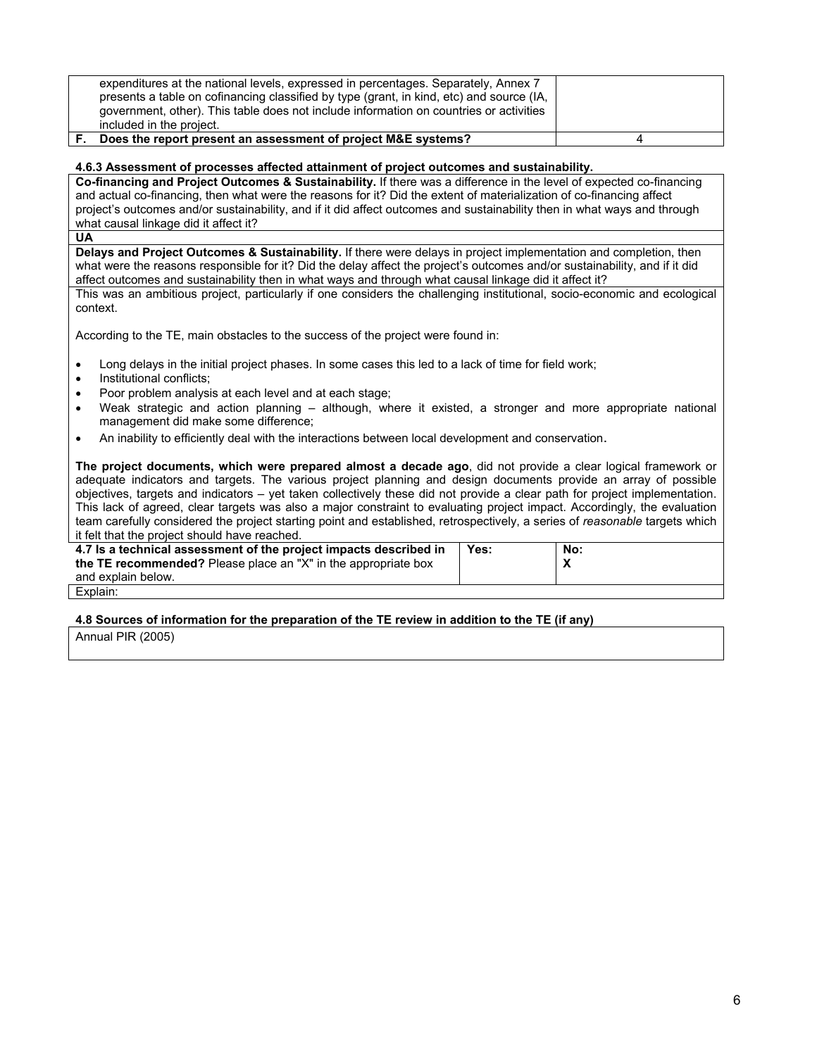| | |
|---|---|
| expenditures at the national levels, expressed in percentages. Separately, Annex 7 presents a table on cofinancing classified by type (grant, in kind, etc) and source (IA, government, other). This table does not include information on countries or activities included in the project. | |
| **F. Does the report present an assessment of project M&E systems?** | 4 |

#### 4.6.3 Assessment of processes affected attainment of project outcomes and sustainability.

**Co-financing and Project Outcomes & Sustainability.** If there was a difference in the level of expected co-financing and actual co-financing, then what were the reasons for it? Did the extent of materialization of co-financing affect project's outcomes and/or sustainability, and if it did affect outcomes and sustainability then in what ways and through what causal linkage did it affect it?

**UA**

**Delays and Project Outcomes & Sustainability.** If there were delays in project implementation and completion, then what were the reasons responsible for it? Did the delay affect the project's outcomes and/or sustainability, and if it did affect outcomes and sustainability then in what ways and through what causal linkage did it affect it?

This was an ambitious project, particularly if one considers the challenging institutional, socio-economic and ecological context.

According to the TE, main obstacles to the success of the project were found in:

- Long delays in the initial project phases. In some cases this led to a lack of time for field work;
- Institutional conflicts;
- Poor problem analysis at each level and at each stage;
- Weak strategic and action planning – although, where it existed, a stronger and more appropriate national management did make some difference;
- An inability to efficiently deal with the interactions between local development and conservation.

**The project documents, which were prepared almost a decade ago**, did not provide a clear logical framework or adequate indicators and targets. The various project planning and design documents provide an array of possible objectives, targets and indicators – yet taken collectively these did not provide a clear path for project implementation. This lack of agreed, clear targets was also a major constraint to evaluating project impact. Accordingly, the evaluation team carefully considered the project starting point and established, retrospectively, a series of *reasonable* targets which it felt that the project should have reached.

| | | |
|---|---|---|
| **4.7 Is a technical assessment of the project impacts described in the TE recommended?** Please place an "X" in the appropriate box and explain below. | **Yes:** | **No:** **X** |
| Explain: | | |

#### 4.8 Sources of information for the preparation of the TE review in addition to the TE (if any)

Annual PIR (2005)